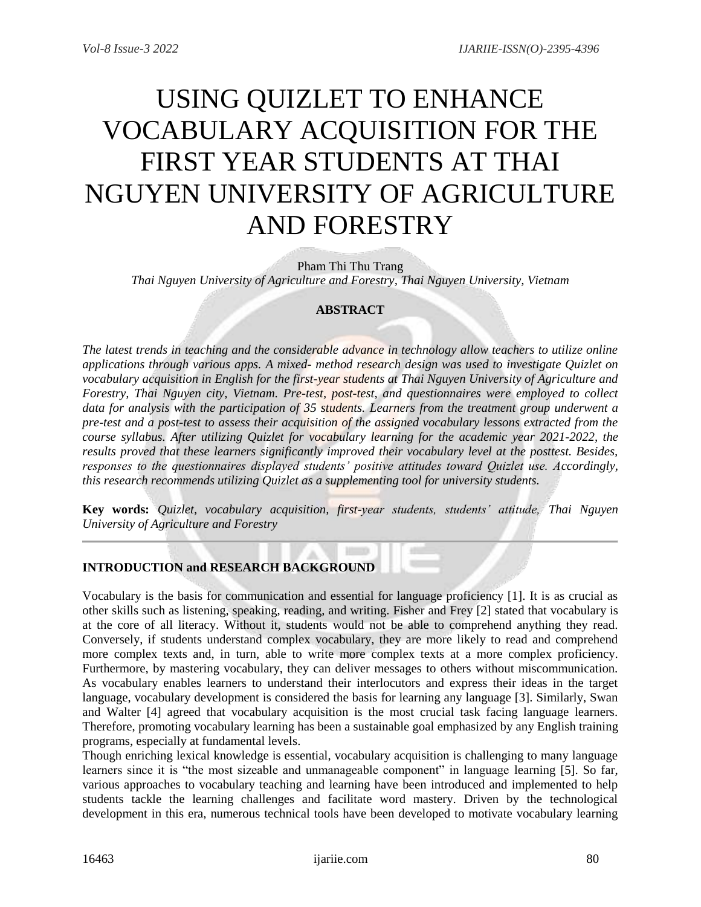# USING QUIZLET TO ENHANCE VOCABULARY ACQUISITION FOR THE FIRST YEAR STUDENTS AT THAI NGUYEN UNIVERSITY OF AGRICULTURE AND FORESTRY

Pham Thi Thu Trang

*Thai Nguyen University of Agriculture and Forestry, Thai Nguyen University, Vietnam*

## ABSTRACT

*The latest trends in teaching and the considerable advance in technology allow teachers to utilize online applications through various apps. A mixed- method research design was used to investigate Quizlet on vocabulary acquisition in English for the first-year students at Thai Nguyen University of Agriculture and Forestry, Thai Nguyen city, Vietnam. Pre-test, post-test, and questionnaires were employed to collect data for analysis with the participation of 35 students. Learners from the treatment group underwent a pre-test and a post-test to assess their acquisition of the assigned vocabulary lessons extracted from the course syllabus. After utilizing Quizlet for vocabulary learning for the academic year 2021-2022, the results proved that these learners significantly improved their vocabulary level at the posttest. Besides, responses to the questionnaires displayed students' positive attitudes toward Quizlet use. Accordingly, this research recommends utilizing Quizlet as a supplementing tool for university students.*

**Key words:** *Quizlet, vocabulary acquisition, first-year students, students' attitude, Thai Nguyen University of Agriculture and Forestry*

## INTRODUCTION and RESEARCH BACKGROUND

Vocabulary is the basis for communication and essential for language proficiency [1]. It is as crucial as other skills such as listening, speaking, reading, and writing. Fisher and Frey [2] stated that vocabulary is at the core of all literacy. Without it, students would not be able to comprehend anything they read. Conversely, if students understand complex vocabulary, they are more likely to read and comprehend more complex texts and, in turn, able to write more complex texts at a more complex proficiency. Furthermore, by mastering vocabulary, they can deliver messages to others without miscommunication. As vocabulary enables learners to understand their interlocutors and express their ideas in the target language, vocabulary development is considered the basis for learning any language [3]. Similarly, Swan and Walter [4] agreed that vocabulary acquisition is the most crucial task facing language learners. Therefore, promoting vocabulary learning has been a sustainable goal emphasized by any English training programs, especially at fundamental levels.

Though enriching lexical knowledge is essential, vocabulary acquisition is challenging to many language learners since it is "the most sizeable and unmanageable component" in language learning [5]. So far, various approaches to vocabulary teaching and learning have been introduced and implemented to help students tackle the learning challenges and facilitate word mastery. Driven by the technological development in this era, numerous technical tools have been developed to motivate vocabulary learning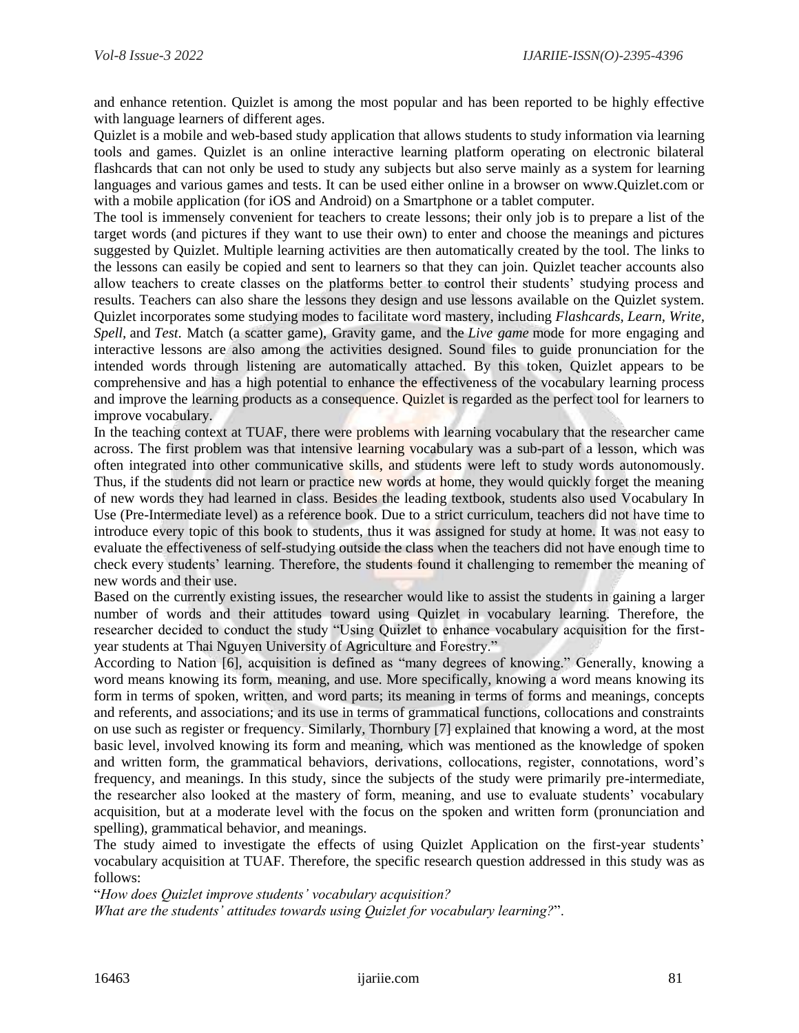and enhance retention. Quizlet is among the most popular and has been reported to be highly effective with language learners of different ages.

Quizlet is a mobile and web-based study application that allows students to study information via learning tools and games. Quizlet is an online interactive learning platform operating on electronic bilateral flashcards that can not only be used to study any subjects but also serve mainly as a system for learning languages and various games and tests. It can be used either online in a browser on www.Quizlet.com or with a mobile application (for iOS and Android) on a Smartphone or a tablet computer.

The tool is immensely convenient for teachers to create lessons; their only job is to prepare a list of the target words (and pictures if they want to use their own) to enter and choose the meanings and pictures suggested by Quizlet. Multiple learning activities are then automatically created by the tool. The links to the lessons can easily be copied and sent to learners so that they can join. Quizlet teacher accounts also allow teachers to create classes on the platforms better to control their students' studying process and results. Teachers can also share the lessons they design and use lessons available on the Quizlet system. Quizlet incorporates some studying modes to facilitate word mastery, including *Flashcards, Learn, Write, Spell,* and *Test*. Match (a scatter game), Gravity game, and the *Live game* mode for more engaging and interactive lessons are also among the activities designed. Sound files to guide pronunciation for the intended words through listening are automatically attached. By this token, Quizlet appears to be comprehensive and has a high potential to enhance the effectiveness of the vocabulary learning process and improve the learning products as a consequence. Quizlet is regarded as the perfect tool for learners to improve vocabulary.

In the teaching context at TUAF, there were problems with learning vocabulary that the researcher came across. The first problem was that intensive learning vocabulary was a sub-part of a lesson, which was often integrated into other communicative skills, and students were left to study words autonomously. Thus, if the students did not learn or practice new words at home, they would quickly forget the meaning of new words they had learned in class. Besides the leading textbook, students also used Vocabulary In Use (Pre-Intermediate level) as a reference book. Due to a strict curriculum, teachers did not have time to introduce every topic of this book to students, thus it was assigned for study at home. It was not easy to evaluate the effectiveness of self-studying outside the class when the teachers did not have enough time to check every students' learning. Therefore, the students found it challenging to remember the meaning of new words and their use.

Based on the currently existing issues, the researcher would like to assist the students in gaining a larger number of words and their attitudes toward using Quizlet in vocabulary learning. Therefore, the researcher decided to conduct the study "Using Quizlet to enhance vocabulary acquisition for the first-year students at Thai Nguyen University of Agriculture and Forestry."

According to Nation [6], acquisition is defined as "many degrees of knowing." Generally, knowing a word means knowing its form, meaning, and use. More specifically, knowing a word means knowing its form in terms of spoken, written, and word parts; its meaning in terms of forms and meanings, concepts and referents, and associations; and its use in terms of grammatical functions, collocations and constraints on use such as register or frequency. Similarly, Thornbury [7] explained that knowing a word, at the most basic level, involved knowing its form and meaning, which was mentioned as the knowledge of spoken and written form, the grammatical behaviors, derivations, collocations, register, connotations, word's frequency, and meanings. In this study, since the subjects of the study were primarily pre-intermediate, the researcher also looked at the mastery of form, meaning, and use to evaluate students' vocabulary acquisition, but at a moderate level with the focus on the spoken and written form (pronunciation and spelling), grammatical behavior, and meanings.

The study aimed to investigate the effects of using Quizlet Application on the first-year students' vocabulary acquisition at TUAF. Therefore, the specific research question addressed in this study was as follows:

"*How does Quizlet improve students' vocabulary acquisition?*
*What are the students' attitudes towards using Quizlet for vocabulary learning?*".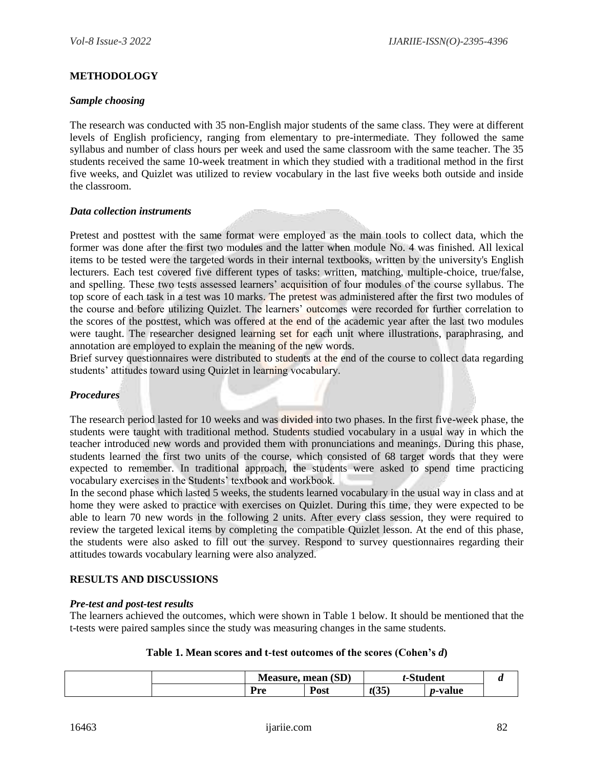**METHODOLOGY**

***Sample choosing***

The research was conducted with 35 non-English major students of the same class. They were at different levels of English proficiency, ranging from elementary to pre-intermediate. They followed the same syllabus and number of class hours per week and used the same classroom with the same teacher. The 35 students received the same 10-week treatment in which they studied with a traditional method in the first five weeks, and Quizlet was utilized to review vocabulary in the last five weeks both outside and inside the classroom.

***Data collection instruments***

Pretest and posttest with the same format were employed as the main tools to collect data, which the former was done after the first two modules and the latter when module No. 4 was finished. All lexical items to be tested were the targeted words in their internal textbooks, written by the university's English lecturers. Each test covered five different types of tasks: written, matching, multiple-choice, true/false, and spelling. These two tests assessed learners' acquisition of four modules of the course syllabus. The top score of each task in a test was 10 marks. The pretest was administered after the first two modules of the course and before utilizing Quizlet. The learners' outcomes were recorded for further correlation to the scores of the posttest, which was offered at the end of the academic year after the last two modules were taught. The researcher designed learning set for each unit where illustrations, paraphrasing, and annotation are employed to explain the meaning of the new words.

Brief survey questionnaires were distributed to students at the end of the course to collect data regarding students' attitudes toward using Quizlet in learning vocabulary.

***Procedures***

The research period lasted for 10 weeks and was divided into two phases. In the first five-week phase, the students were taught with traditional method. Students studied vocabulary in a usual way in which the teacher introduced new words and provided them with pronunciations and meanings. During this phase, students learned the first two units of the course, which consisted of 68 target words that they were expected to remember. In traditional approach, the students were asked to spend time practicing vocabulary exercises in the Students' textbook and workbook.

In the second phase which lasted 5 weeks, the students learned vocabulary in the usual way in class and at home they were asked to practice with exercises on Quizlet. During this time, they were expected to be able to learn 70 new words in the following 2 units. After every class session, they were required to review the targeted lexical items by completing the compatible Quizlet lesson. At the end of this phase, the students were also asked to fill out the survey. Respond to survey questionnaires regarding their attitudes towards vocabulary learning were also analyzed.

**RESULTS AND DISCUSSIONS**

***Pre-test and post-test results***

The learners achieved the outcomes, which were shown in Table 1 below. It should be mentioned that the t-tests were paired samples since the study was measuring changes in the same students.

**Table 1. Mean scores and t-test outcomes of the scores (Cohen's *d*)**

| | | Measure, mean (SD) | | *t*-Student | | *d* |
|---|---|---|---|---|---|---|
| | | Pre | Post | *t*(35) | *p*-value | |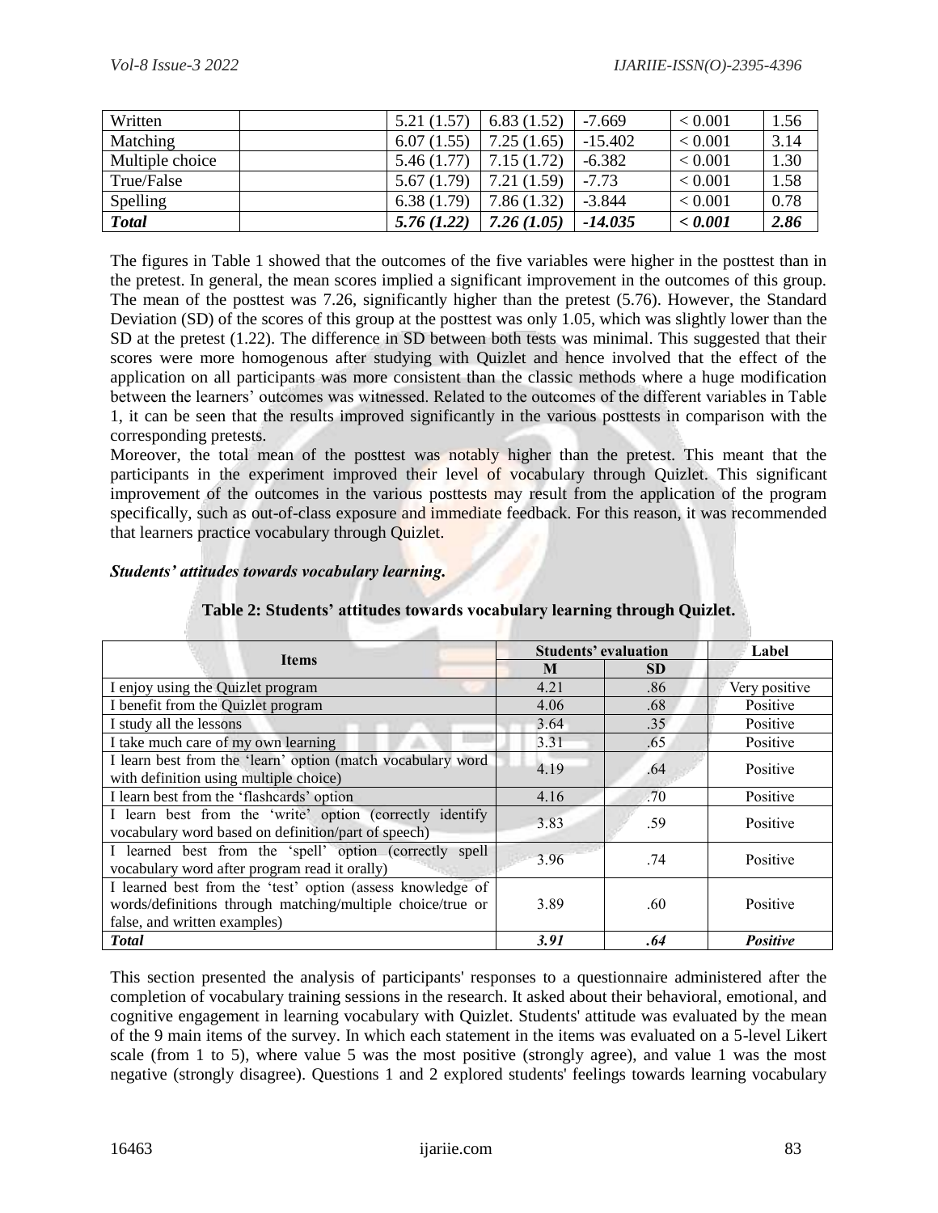| Written | | 5.21 (1.57) | 6.83 (1.52) | -7.669 | < 0.001 | 1.56 |
|---|---|---|---|---|---|---|
| Matching | | 6.07 (1.55) | 7.25 (1.65) | -15.402 | < 0.001 | 3.14 |
| Multiple choice | | 5.46 (1.77) | 7.15 (1.72) | -6.382 | < 0.001 | 1.30 |
| True/False | | 5.67 (1.79) | 7.21 (1.59) | -7.73 | < 0.001 | 1.58 |
| Spelling | | 6.38 (1.79) | 7.86 (1.32) | -3.844 | < 0.001 | 0.78 |
| ***Total*** | | ***5.76 (1.22)*** | ***7.26 (1.05)*** | ***-14.035*** | ***< 0.001*** | ***2.86*** |

The figures in Table 1 showed that the outcomes of the five variables were higher in the posttest than in the pretest. In general, the mean scores implied a significant improvement in the outcomes of this group. The mean of the posttest was 7.26, significantly higher than the pretest (5.76). However, the Standard Deviation (SD) of the scores of this group at the posttest was only 1.05, which was slightly lower than the SD at the pretest (1.22). The difference in SD between both tests was minimal. This suggested that their scores were more homogenous after studying with Quizlet and hence involved that the effect of the application on all participants was more consistent than the classic methods where a huge modification between the learners' outcomes was witnessed. Related to the outcomes of the different variables in Table 1, it can be seen that the results improved significantly in the various posttests in comparison with the corresponding pretests.

Moreover, the total mean of the posttest was notably higher than the pretest. This meant that the participants in the experiment improved their level of vocabulary through Quizlet. This significant improvement of the outcomes in the various posttests may result from the application of the program specifically, such as out-of-class exposure and immediate feedback. For this reason, it was recommended that learners practice vocabulary through Quizlet.

***Students' attitudes towards vocabulary learning.***

**Table 2: Students' attitudes towards vocabulary learning through Quizlet.**

| Items | Students' evaluation | | Label |
|---|---|---|---|
| | M | SD | |
| I enjoy using the Quizlet program | 4.21 | .86 | Very positive |
| I benefit from the Quizlet program | 4.06 | .68 | Positive |
| I study all the lessons | 3.64 | .35 | Positive |
| I take much care of my own learning | 3.31 | .65 | Positive |
| I learn best from the 'learn' option (match vocabulary word with definition using multiple choice) | 4.19 | .64 | Positive |
| I learn best from the 'flashcards' option | 4.16 | .70 | Positive |
| I learn best from the 'write' option (correctly identify vocabulary word based on definition/part of speech) | 3.83 | .59 | Positive |
| I learned best from the 'spell' option (correctly spell vocabulary word after program read it orally) | 3.96 | .74 | Positive |
| I learned best from the 'test' option (assess knowledge of words/definitions through matching/multiple choice/true or false, and written examples) | 3.89 | .60 | Positive |
| ***Total*** | ***3.91*** | ***.64*** | ***Positive*** |

This section presented the analysis of participants' responses to a questionnaire administered after the completion of vocabulary training sessions in the research. It asked about their behavioral, emotional, and cognitive engagement in learning vocabulary with Quizlet. Students' attitude was evaluated by the mean of the 9 main items of the survey. In which each statement in the items was evaluated on a 5-level Likert scale (from 1 to 5), where value 5 was the most positive (strongly agree), and value 1 was the most negative (strongly disagree). Questions 1 and 2 explored students' feelings towards learning vocabulary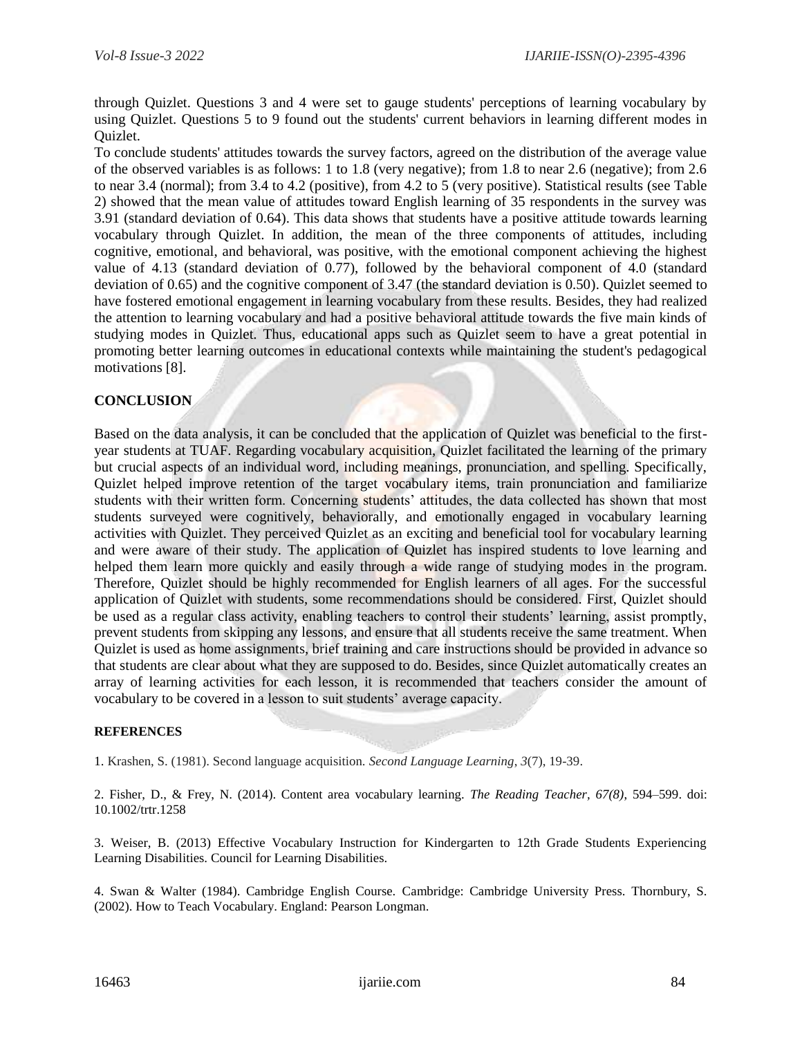through Quizlet. Questions 3 and 4 were set to gauge students' perceptions of learning vocabulary by using Quizlet. Questions 5 to 9 found out the students' current behaviors in learning different modes in Quizlet.

To conclude students' attitudes towards the survey factors, agreed on the distribution of the average value of the observed variables is as follows: 1 to 1.8 (very negative); from 1.8 to near 2.6 (negative); from 2.6 to near 3.4 (normal); from 3.4 to 4.2 (positive), from 4.2 to 5 (very positive). Statistical results (see Table 2) showed that the mean value of attitudes toward English learning of 35 respondents in the survey was 3.91 (standard deviation of 0.64). This data shows that students have a positive attitude towards learning vocabulary through Quizlet. In addition, the mean of the three components of attitudes, including cognitive, emotional, and behavioral, was positive, with the emotional component achieving the highest value of 4.13 (standard deviation of 0.77), followed by the behavioral component of 4.0 (standard deviation of 0.65) and the cognitive component of 3.47 (the standard deviation is 0.50). Quizlet seemed to have fostered emotional engagement in learning vocabulary from these results. Besides, they had realized the attention to learning vocabulary and had a positive behavioral attitude towards the five main kinds of studying modes in Quizlet. Thus, educational apps such as Quizlet seem to have a great potential in promoting better learning outcomes in educational contexts while maintaining the student's pedagogical motivations [8].

## CONCLUSION

Based on the data analysis, it can be concluded that the application of Quizlet was beneficial to the first-year students at TUAF. Regarding vocabulary acquisition, Quizlet facilitated the learning of the primary but crucial aspects of an individual word, including meanings, pronunciation, and spelling. Specifically, Quizlet helped improve retention of the target vocabulary items, train pronunciation and familiarize students with their written form. Concerning students' attitudes, the data collected has shown that most students surveyed were cognitively, behaviorally, and emotionally engaged in vocabulary learning activities with Quizlet. They perceived Quizlet as an exciting and beneficial tool for vocabulary learning and were aware of their study. The application of Quizlet has inspired students to love learning and helped them learn more quickly and easily through a wide range of studying modes in the program. Therefore, Quizlet should be highly recommended for English learners of all ages. For the successful application of Quizlet with students, some recommendations should be considered. First, Quizlet should be used as a regular class activity, enabling teachers to control their students' learning, assist promptly, prevent students from skipping any lessons, and ensure that all students receive the same treatment. When Quizlet is used as home assignments, brief training and care instructions should be provided in advance so that students are clear about what they are supposed to do. Besides, since Quizlet automatically creates an array of learning activities for each lesson, it is recommended that teachers consider the amount of vocabulary to be covered in a lesson to suit students' average capacity.

### REFERENCES

1. Krashen, S. (1981). Second language acquisition. *Second Language Learning*, *3*(7), 19-39.

2. Fisher, D., & Frey, N. (2014). Content area vocabulary learning. *The Reading Teacher, 67(8)*, 594–599. doi: 10.1002/trtr.1258

3. Weiser, B. (2013) Effective Vocabulary Instruction for Kindergarten to 12th Grade Students Experiencing Learning Disabilities. Council for Learning Disabilities.

4. Swan & Walter (1984). Cambridge English Course. Cambridge: Cambridge University Press. Thornbury, S. (2002). How to Teach Vocabulary. England: Pearson Longman.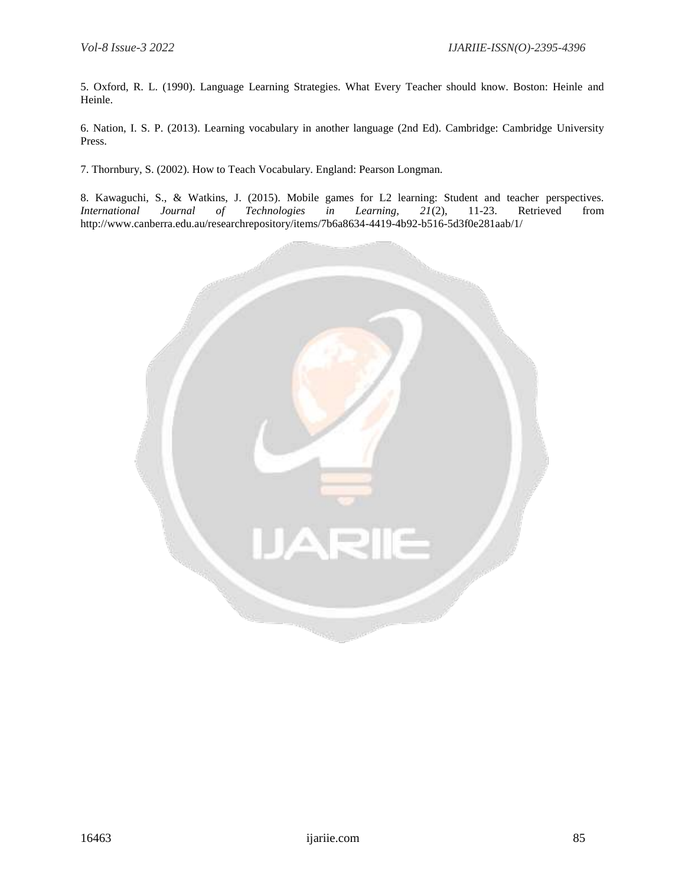5. Oxford, R. L. (1990). Language Learning Strategies. What Every Teacher should know. Boston: Heinle and Heinle.

6. Nation, I. S. P. (2013). Learning vocabulary in another language (2nd Ed). Cambridge: Cambridge University Press.

7. Thornbury, S. (2002). How to Teach Vocabulary. England: Pearson Longman.

8. Kawaguchi, S., & Watkins, J. (2015). Mobile games for L2 learning: Student and teacher perspectives. *International Journal of Technologies in Learning, 21*(2), 11-23. Retrieved from http://www.canberra.edu.au/researchrepository/items/7b6a8634-4419-4b92-b516-5d3f0e281aab/1/